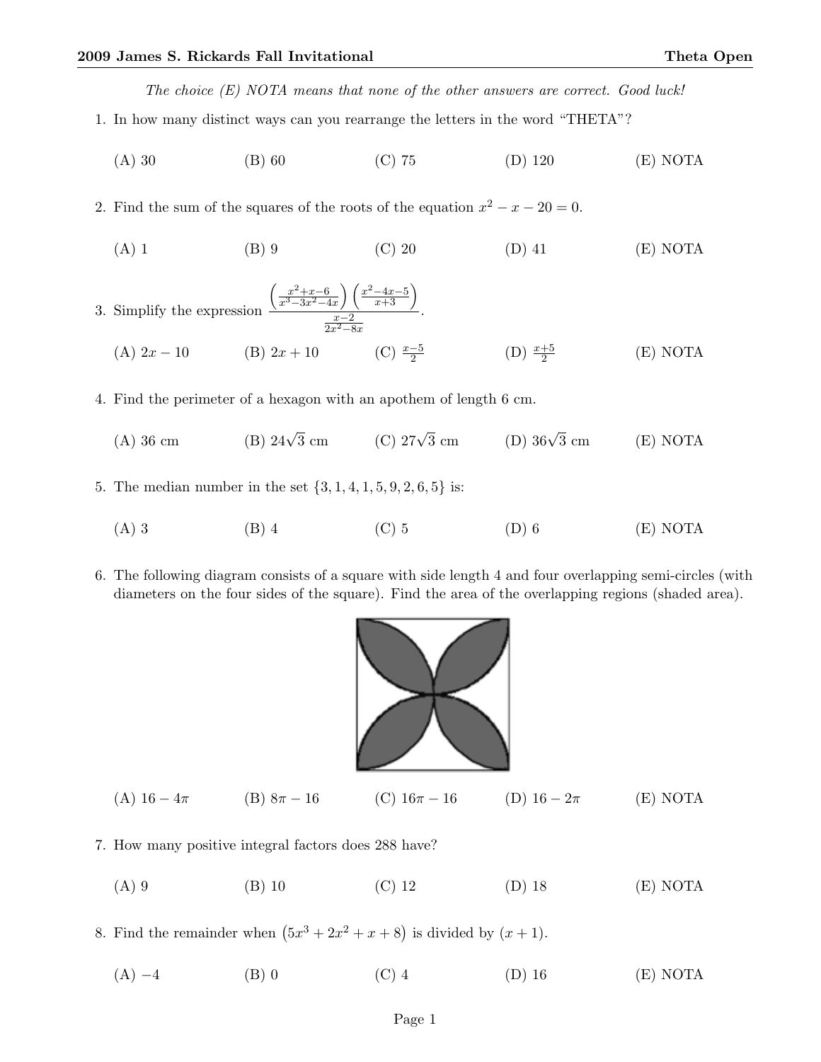*The choice (E) NOTA means that none of the other answers are correct. Good luck!*

1. In how many distinct ways can you rearrange the letters in the word "THETA"?

   (A) 30 (B) 60 (C) 75 (D) 120 (E) NOTA

2. Find the sum of the squares of the roots of the equation $x^2 - x - 20 = 0$.

   (A) 1 (B) 9 (C) 20 (D) 41 (E) NOTA

3. Simplify the expression $\dfrac{\left(\frac{x^2+x-6}{x^3-3x^2-4x}\right)\left(\frac{x^2-4x-5}{x+3}\right)}{\frac{x-2}{2x^2-8x}}$.

   (A) $2x - 10$ (B) $2x + 10$ (C) $\frac{x-5}{2}$ (D) $\frac{x+5}{2}$ (E) NOTA

4. Find the perimeter of a hexagon with an apothem of length 6 cm.

   (A) 36 cm (B) $24\sqrt{3}$ cm (C) $27\sqrt{3}$ cm (D) $36\sqrt{3}$ cm (E) NOTA

5. The median number in the set $\{3, 1, 4, 1, 5, 9, 2, 6, 5\}$ is:

   (A) 3 (B) 4 (C) 5 (D) 6 (E) NOTA

6. The following diagram consists of a square with side length 4 and four overlapping semi-circles (with diameters on the four sides of the square). Find the area of the overlapping regions (shaded area).

   (A) $16 - 4\pi$ (B) $8\pi - 16$ (C) $16\pi - 16$ (D) $16 - 2\pi$ (E) NOTA

7. How many positive integral factors does 288 have?

   (A) 9 (B) 10 (C) 12 (D) 18 (E) NOTA

8. Find the remainder when $\left(5x^3 + 2x^2 + x + 8\right)$ is divided by $(x + 1)$.

   (A) $-4$ (B) 0 (C) 4 (D) 16 (E) NOTA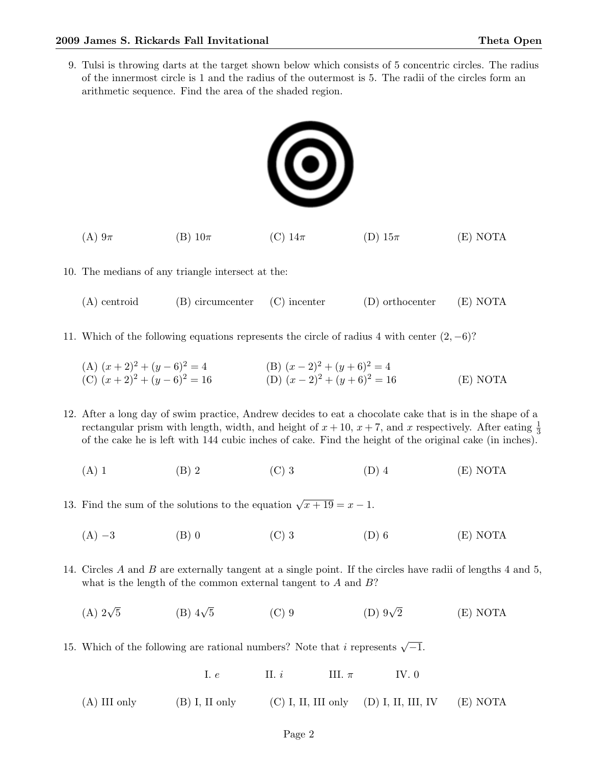9. Tulsi is throwing darts at the target shown below which consists of 5 concentric circles. The radius of the innermost circle is 1 and the radius of the outermost is 5. The radii of the circles form an arithmetic sequence. Find the area of the shaded region.

(A) $9\pi$ (B) $10\pi$ (C) $14\pi$ (D) $15\pi$ (E) NOTA

10. The medians of any triangle intersect at the:

(A) centroid (B) circumcenter (C) incenter (D) orthocenter (E) NOTA

11. Which of the following equations represents the circle of radius 4 with center $(2, -6)$?

(A) $(x+2)^2 + (y-6)^2 = 4$ (B) $(x-2)^2 + (y+6)^2 = 4$
(C) $(x+2)^2 + (y-6)^2 = 16$ (D) $(x-2)^2 + (y+6)^2 = 16$ (E) NOTA

12. After a long day of swim practice, Andrew decides to eat a chocolate cake that is in the shape of a rectangular prism with length, width, and height of $x+10$, $x+7$, and $x$ respectively. After eating $\frac{1}{3}$ of the cake he is left with 144 cubic inches of cake. Find the height of the original cake (in inches).

(A) 1 (B) 2 (C) 3 (D) 4 (E) NOTA

13. Find the sum of the solutions to the equation $\sqrt{x+19} = x - 1$.

(A) $-3$ (B) 0 (C) 3 (D) 6 (E) NOTA

14. Circles $A$ and $B$ are externally tangent at a single point. If the circles have radii of lengths 4 and 5, what is the length of the common external tangent to $A$ and $B$?

(A) $2\sqrt{5}$ (B) $4\sqrt{5}$ (C) 9 (D) $9\sqrt{2}$ (E) NOTA

15. Which of the following are rational numbers? Note that $i$ represents $\sqrt{-1}$.

I. $e$ II. $i$ III. $\pi$ IV. 0

(A) III only (B) I, II only (C) I, II, III only (D) I, II, III, IV (E) NOTA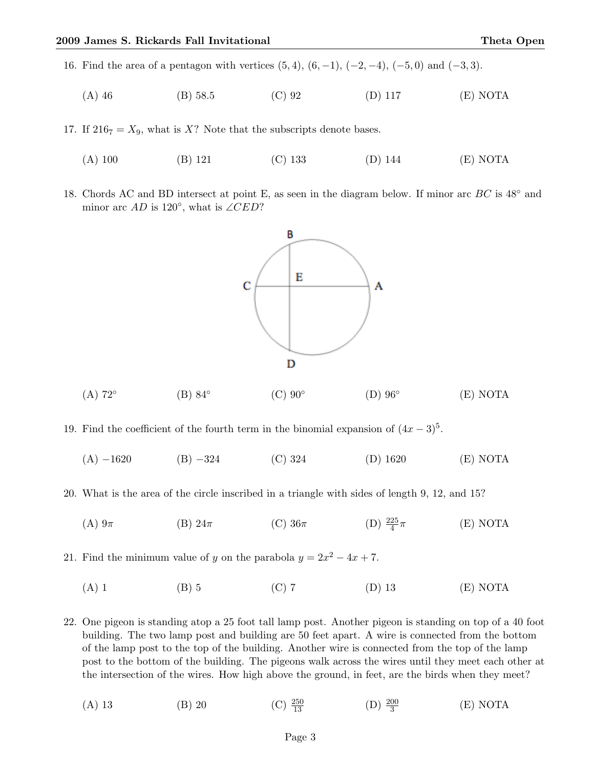16. Find the area of a pentagon with vertices $(5, 4)$, $(6, -1)$, $(-2, -4)$, $(-5, 0)$ and $(-3, 3)$.

(A) 46 (B) 58.5 (C) 92 (D) 117 (E) NOTA

17. If $216_7 = X_9$, what is $X$? Note that the subscripts denote bases.

(A) 100 (B) 121 (C) 133 (D) 144 (E) NOTA

18. Chords AC and BD intersect at point E, as seen in the diagram below. If minor arc $BC$ is $48°$ and minor arc $AD$ is $120°$, what is $\angle CED$?

(A) $72°$ (B) $84°$ (C) $90°$ (D) $96°$ (E) NOTA

19. Find the coefficient of the fourth term in the binomial expansion of $(4x - 3)^5$.

(A) $-1620$ (B) $-324$ (C) 324 (D) 1620 (E) NOTA

20. What is the area of the circle inscribed in a triangle with sides of length 9, 12, and 15?

(A) $9\pi$ (B) $24\pi$ (C) $36\pi$ (D) $\frac{225}{4}\pi$ (E) NOTA

21. Find the minimum value of $y$ on the parabola $y = 2x^2 - 4x + 7$.

(A) 1 (B) 5 (C) 7 (D) 13 (E) NOTA

22. One pigeon is standing atop a 25 foot tall lamp post. Another pigeon is standing on top of a 40 foot building. The two lamp post and building are 50 feet apart. A wire is connected from the bottom of the lamp post to the top of the building. Another wire is connected from the top of the lamp post to the bottom of the building. The pigeons walk across the wires until they meet each other at the intersection of the wires. How high above the ground, in feet, are the birds when they meet?

(A) 13 (B) 20 (C) $\frac{250}{13}$ (D) $\frac{200}{3}$ (E) NOTA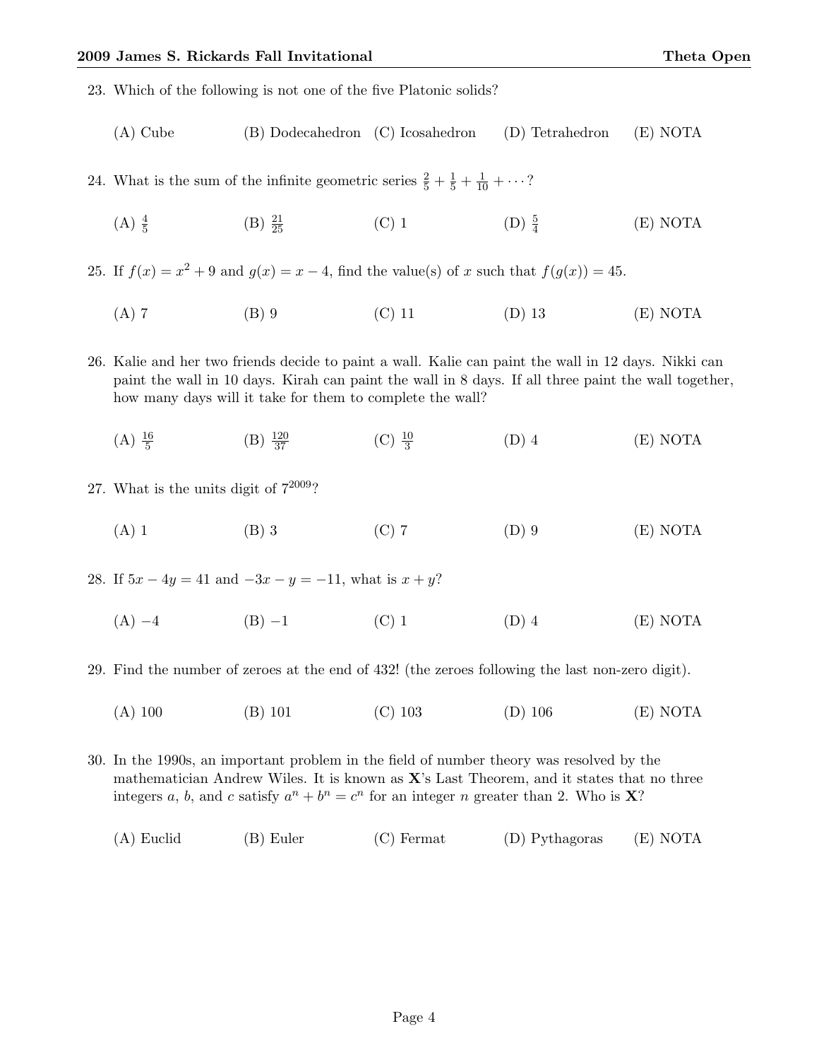23. Which of the following is not one of the five Platonic solids?

(A) Cube (B) Dodecahedron (C) Icosahedron (D) Tetrahedron (E) NOTA

24. What is the sum of the infinite geometric series $\frac{2}{5} + \frac{1}{5} + \frac{1}{10} + \cdots$?

(A) $\frac{4}{5}$ (B) $\frac{21}{25}$ (C) 1 (D) $\frac{5}{4}$ (E) NOTA

25. If $f(x) = x^2 + 9$ and $g(x) = x - 4$, find the value(s) of $x$ such that $f(g(x)) = 45$.

(A) 7 (B) 9 (C) 11 (D) 13 (E) NOTA

26. Kalie and her two friends decide to paint a wall. Kalie can paint the wall in 12 days. Nikki can paint the wall in 10 days. Kirah can paint the wall in 8 days. If all three paint the wall together, how many days will it take for them to complete the wall?

(A) $\frac{16}{5}$ (B) $\frac{120}{37}$ (C) $\frac{10}{3}$ (D) 4 (E) NOTA

27. What is the units digit of $7^{2009}$?

(A) 1 (B) 3 (C) 7 (D) 9 (E) NOTA

28. If $5x - 4y = 41$ and $-3x - y = -11$, what is $x + y$?

(A) $-4$ (B) $-1$ (C) 1 (D) 4 (E) NOTA

29. Find the number of zeroes at the end of 432! (the zeroes following the last non-zero digit).

(A) 100 (B) 101 (C) 103 (D) 106 (E) NOTA

30. In the 1990s, an important problem in the field of number theory was resolved by the mathematician Andrew Wiles. It is known as **X**'s Last Theorem, and it states that no three integers $a$, $b$, and $c$ satisfy $a^n + b^n = c^n$ for an integer $n$ greater than 2. Who is **X**?

(A) Euclid (B) Euler (C) Fermat (D) Pythagoras (E) NOTA